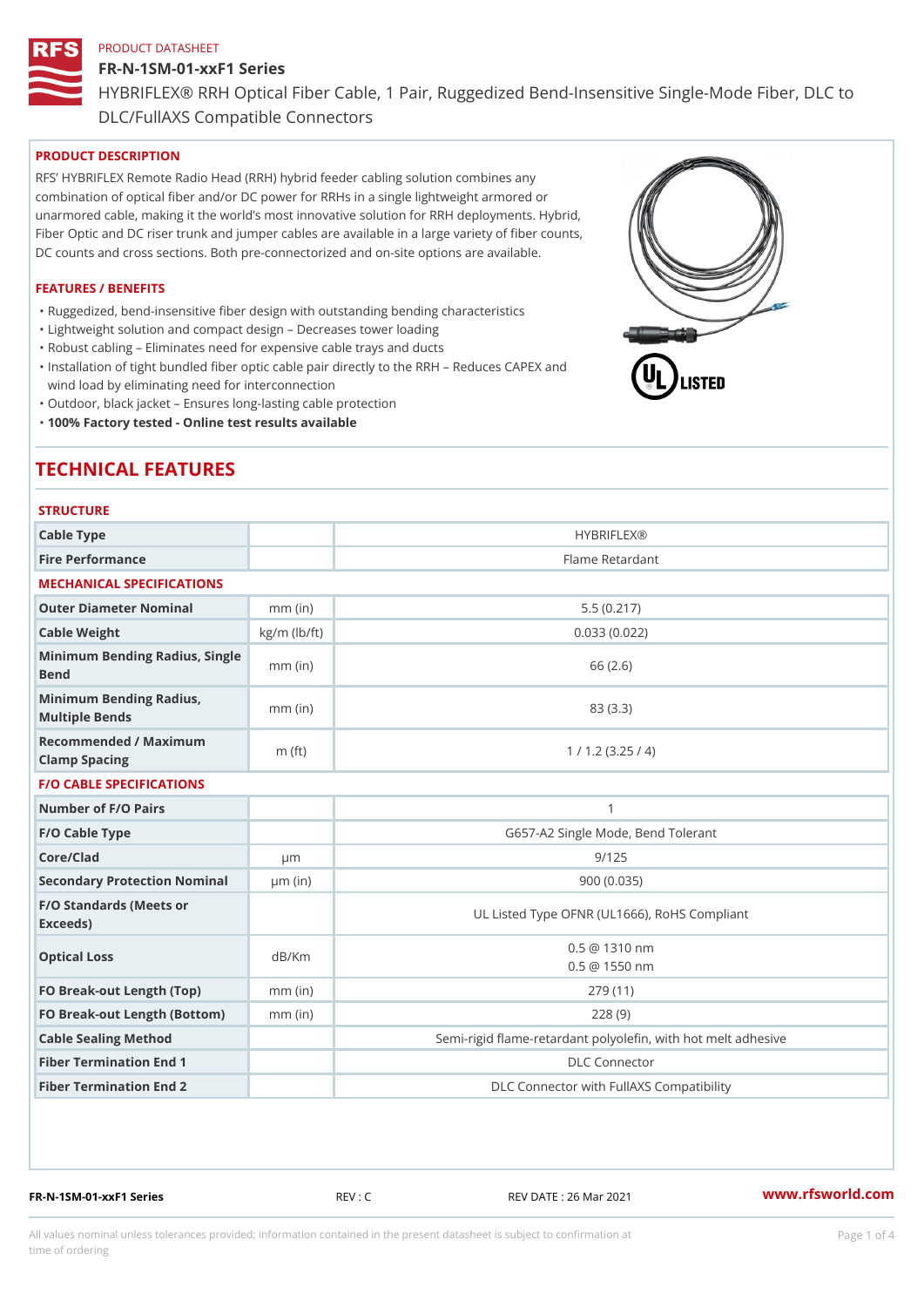PRODUCT DATASHEET

# FR-N-1SM-01-xxF1 Series

## HYBRIFLEX® RRH Optical Fiber Cable, 1 Pair, Ruggedized Bend-Insensitive Single-Mode Fiber, DLC to DLC/FullAXS Compatible Connectors

### PRODUCT DESCRIPTION

RFS' HYBRIFLEX Remote Radio Head (RRH) hybrid feeder cabling solution combines any combination of optical fiber and/or DC power for RRHs in a single lightweight armored or unarmored cable, making it the world's most innovative solution for RRH deployments. Hybrid, Fiber Optic and DC riser trunk and jumper cables are available in a large variety of fiber counts, DC counts and cross sections. Both pre-connectorized and on-site options are available.

### FEATURES / BENEFITS

- Ruggedized, bend-insensitive fiber design with outstanding bending characteristics
- Lightweight solution and compact design – Decreases tower loading
- Robust cabling – Eliminates need for expensive cable trays and ducts
- Installation of tight bundled fiber optic cable pair directly to the RRH – Reduces CAPEX and wind load by eliminating need for interconnection
- Outdoor, black jacket – Ensures long-lasting cable protection
- **100% Factory tested - Online test results available**

## TECHNICAL FEATURES

### STRUCTURE

| | | |
|---|---|---|
| Cable Type | | HYBRIFLEX® |
| Fire Performance | | Flame Retardant |

### MECHANICAL SPECIFICATIONS

| | | |
|---|---|---|
| Outer Diameter Nominal | mm (in) | 5.5 (0.217) |
| Cable Weight | kg/m (lb/ft) | 0.033 (0.022) |
| Minimum Bending Radius, Single Bend | mm (in) | 66 (2.6) |
| Minimum Bending Radius, Multiple Bends | mm (in) | 83 (3.3) |
| Recommended / Maximum Clamp Spacing | m (ft) | 1 / 1.2 (3.25 / 4) |

### F/O CABLE SPECIFICATIONS

| | | |
|---|---|---|
| Number of F/O Pairs | | 1 |
| F/O Cable Type | | G657-A2 Single Mode, Bend Tolerant |
| Core/Clad | µm | 9/125 |
| Secondary Protection Nominal | µm (in) | 900 (0.035) |
| F/O Standards (Meets or Exceeds) | | UL Listed Type OFNR (UL1666), RoHS Compliant |
| Optical Loss | dB/Km | 0.5 @ 1310 nm<br>0.5 @ 1550 nm |
| FO Break-out Length (Top) | mm (in) | 279 (11) |
| FO Break-out Length (Bottom) | mm (in) | 228 (9) |
| Cable Sealing Method | | Semi-rigid flame-retardant polyolefin, with hot melt adhesive |
| Fiber Termination End 1 | | DLC Connector |
| Fiber Termination End 2 | | DLC Connector with FullAXS Compatibility |

FR-N-1SM-01-xxF1 Series REV : C REV DATE : 26 Mar 2021 www.rfsworld.com

All values nominal unless tolerances provided; information contained in the present datasheet is subject to confirmation at time of ordering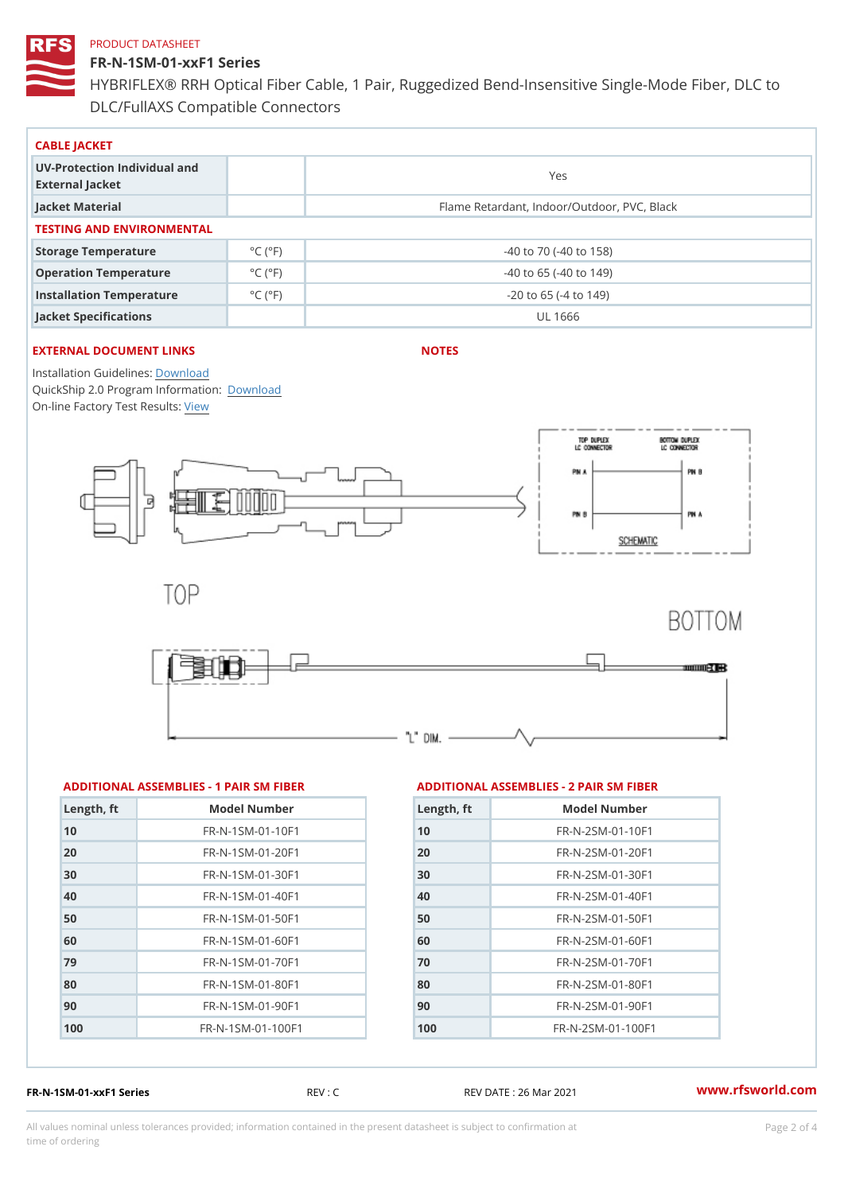PRODUCT DATASHEET

# FR-N-1SM-01-xxF1 Series

HYBRIFLEX® RRH Optical Fiber Cable, 1 Pair, Ruggedized Bend-Insensitive Single-Mode Fiber, DLC to DLC/FullAXS Compatible Connectors

## CABLE JACKET

| | | |
|---|---|---|
| UV-Protection Individual and External Jacket | | Yes |
| Jacket Material | | Flame Retardant, Indoor/Outdoor, PVC, Black |

## TESTING AND ENVIRONMENTAL

| | | |
|---|---|---|
| Storage Temperature | °C (°F) | -40 to 70 (-40 to 158) |
| Operation Temperature | °C (°F) | -40 to 65 (-40 to 149) |
| Installation Temperature | °C (°F) | -20 to 65 (-4 to 149) |
| Jacket Specifications | | UL 1666 |

## EXTERNAL DOCUMENT LINKS

Installation Guidelines: Download
QuickShip 2.0 Program Information: Download
On-line Factory Test Results: View

## NOTES

TOP DUPLEX LC CONNECTOR
BOTTOM DUPLEX LC CONNECTOR
PIN A
PIN B
PIN B
PIN A
SCHEMATIC

TOP

BOTTOM

"L" DIM.

## ADDITIONAL ASSEMBLIES - 1 PAIR SM FIBER

| Length, ft | Model Number |
|---|---|
| 10 | FR-N-1SM-01-10F1 |
| 20 | FR-N-1SM-01-20F1 |
| 30 | FR-N-1SM-01-30F1 |
| 40 | FR-N-1SM-01-40F1 |
| 50 | FR-N-1SM-01-50F1 |
| 60 | FR-N-1SM-01-60F1 |
| 79 | FR-N-1SM-01-70F1 |
| 80 | FR-N-1SM-01-80F1 |
| 90 | FR-N-1SM-01-90F1 |
| 100 | FR-N-1SM-01-100F1 |

## ADDITIONAL ASSEMBLIES - 2 PAIR SM FIBER

| Length, ft | Model Number |
|---|---|
| 10 | FR-N-2SM-01-10F1 |
| 20 | FR-N-2SM-01-20F1 |
| 30 | FR-N-2SM-01-30F1 |
| 40 | FR-N-2SM-01-40F1 |
| 50 | FR-N-2SM-01-50F1 |
| 60 | FR-N-2SM-01-60F1 |
| 70 | FR-N-2SM-01-70F1 |
| 80 | FR-N-2SM-01-80F1 |
| 90 | FR-N-2SM-01-90F1 |
| 100 | FR-N-2SM-01-100F1 |

FR-N-1SM-01-xxF1 Series REV : C REV DATE : 26 Mar 2021 www.rfsworld.com

All values nominal unless tolerances provided; information contained in the present datasheet is subject to confirmation at time of ordering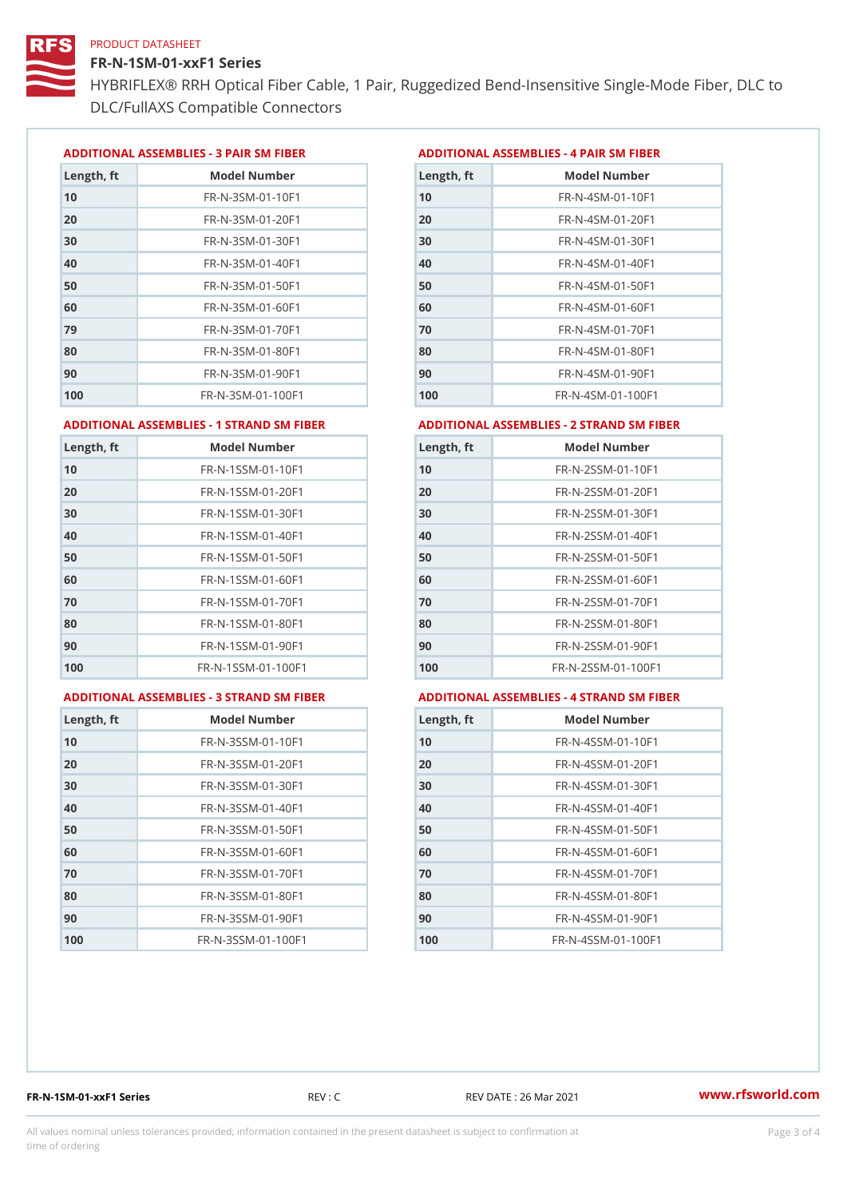PRODUCT DATASHEET

# FR-N-1SM-01-xxF1 Series

HYBRIFLEX® RRH Optical Fiber Cable, 1 Pair, Ruggedized Bend-Insensitive Single-Mode Fiber, DLC to DLC/FullAXS Compatible Connectors

### ADDITIONAL ASSEMBLIES - 3 PAIR SM FIBER

| Length, ft | Model Number |
|---|---|
| 10 | FR-N-3SM-01-10F1 |
| 20 | FR-N-3SM-01-20F1 |
| 30 | FR-N-3SM-01-30F1 |
| 40 | FR-N-3SM-01-40F1 |
| 50 | FR-N-3SM-01-50F1 |
| 60 | FR-N-3SM-01-60F1 |
| 79 | FR-N-3SM-01-70F1 |
| 80 | FR-N-3SM-01-80F1 |
| 90 | FR-N-3SM-01-90F1 |
| 100 | FR-N-3SM-01-100F1 |

### ADDITIONAL ASSEMBLIES - 4 PAIR SM FIBER

| Length, ft | Model Number |
|---|---|
| 10 | FR-N-4SM-01-10F1 |
| 20 | FR-N-4SM-01-20F1 |
| 30 | FR-N-4SM-01-30F1 |
| 40 | FR-N-4SM-01-40F1 |
| 50 | FR-N-4SM-01-50F1 |
| 60 | FR-N-4SM-01-60F1 |
| 70 | FR-N-4SM-01-70F1 |
| 80 | FR-N-4SM-01-80F1 |
| 90 | FR-N-4SM-01-90F1 |
| 100 | FR-N-4SM-01-100F1 |

### ADDITIONAL ASSEMBLIES - 1 STRAND SM FIBER

| Length, ft | Model Number |
|---|---|
| 10 | FR-N-1SSM-01-10F1 |
| 20 | FR-N-1SSM-01-20F1 |
| 30 | FR-N-1SSM-01-30F1 |
| 40 | FR-N-1SSM-01-40F1 |
| 50 | FR-N-1SSM-01-50F1 |
| 60 | FR-N-1SSM-01-60F1 |
| 70 | FR-N-1SSM-01-70F1 |
| 80 | FR-N-1SSM-01-80F1 |
| 90 | FR-N-1SSM-01-90F1 |
| 100 | FR-N-1SSM-01-100F1 |

### ADDITIONAL ASSEMBLIES - 2 STRAND SM FIBER

| Length, ft | Model Number |
|---|---|
| 10 | FR-N-2SSM-01-10F1 |
| 20 | FR-N-2SSM-01-20F1 |
| 30 | FR-N-2SSM-01-30F1 |
| 40 | FR-N-2SSM-01-40F1 |
| 50 | FR-N-2SSM-01-50F1 |
| 60 | FR-N-2SSM-01-60F1 |
| 70 | FR-N-2SSM-01-70F1 |
| 80 | FR-N-2SSM-01-80F1 |
| 90 | FR-N-2SSM-01-90F1 |
| 100 | FR-N-2SSM-01-100F1 |

### ADDITIONAL ASSEMBLIES - 3 STRAND SM FIBER

| Length, ft | Model Number |
|---|---|
| 10 | FR-N-3SSM-01-10F1 |
| 20 | FR-N-3SSM-01-20F1 |
| 30 | FR-N-3SSM-01-30F1 |
| 40 | FR-N-3SSM-01-40F1 |
| 50 | FR-N-3SSM-01-50F1 |
| 60 | FR-N-3SSM-01-60F1 |
| 70 | FR-N-3SSM-01-70F1 |
| 80 | FR-N-3SSM-01-80F1 |
| 90 | FR-N-3SSM-01-90F1 |
| 100 | FR-N-3SSM-01-100F1 |

### ADDITIONAL ASSEMBLIES - 4 STRAND SM FIBER

| Length, ft | Model Number |
|---|---|
| 10 | FR-N-4SSM-01-10F1 |
| 20 | FR-N-4SSM-01-20F1 |
| 30 | FR-N-4SSM-01-30F1 |
| 40 | FR-N-4SSM-01-40F1 |
| 50 | FR-N-4SSM-01-50F1 |
| 60 | FR-N-4SSM-01-60F1 |
| 70 | FR-N-4SSM-01-70F1 |
| 80 | FR-N-4SSM-01-80F1 |
| 90 | FR-N-4SSM-01-90F1 |
| 100 | FR-N-4SSM-01-100F1 |

FR-N-1SM-01-xxF1 Series REV : C REV DATE : 26 Mar 2021 www.rfsworld.com

All values nominal unless tolerances provided; information contained in the present datasheet is subject to confirmation at time of ordering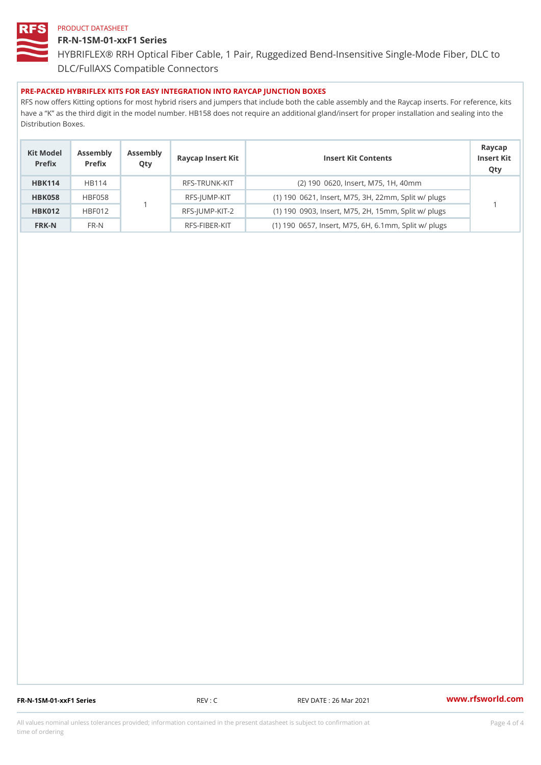PRODUCT DATASHEET

# FR-N-1SM-01-xxF1 Series

HYBRIFLEX® RRH Optical Fiber Cable, 1 Pair, Ruggedized Bend-Insensitive Single-Mode Fiber, DLC to DLC/FullAXS Compatible Connectors

## PRE-PACKED HYBRIFLEX KITS FOR EASY INTEGRATION INTO RAYCAP JUNCTION BOXES

RFS now offers Kitting options for most hybrid risers and jumpers that include both the cable assembly and the Raycap inserts. For reference, kits have a "K" as the third digit in the model number. HB158 does not require an additional gland/insert for proper installation and sealing into the Distribution Boxes.

| Kit Model Prefix | Assembly Prefix | Assembly Qty | Raycap Insert Kit | Insert Kit Contents | Raycap Insert Kit Qty |
|---|---|---|---|---|---|
| **HBK114** | HB114 | 1 | RFS-TRUNK-KIT | (2) 190_0620, Insert, M75, 1H, 40mm | 1 |
| **HBK058** | HBF058 | 1 | RFS-JUMP-KIT | (1) 190_0621, Insert, M75, 3H, 22mm, Split w/ plugs | 1 |
| **HBK012** | HBF012 | 1 | RFS-JUMP-KIT-2 | (1) 190_0903, Insert, M75, 2H, 15mm, Split w/ plugs | 1 |
| **FRK-N** | FR-N | 1 | RFS-FIBER-KIT | (1) 190_0657, Insert, M75, 6H, 6.1mm, Split w/ plugs | 1 |

FR-N-1SM-01-xxF1 Series | REV : C | REV DATE : 26 Mar 2021 | www.rfsworld.com

All values nominal unless tolerances provided; information contained in the present datasheet is subject to confirmation at time of ordering